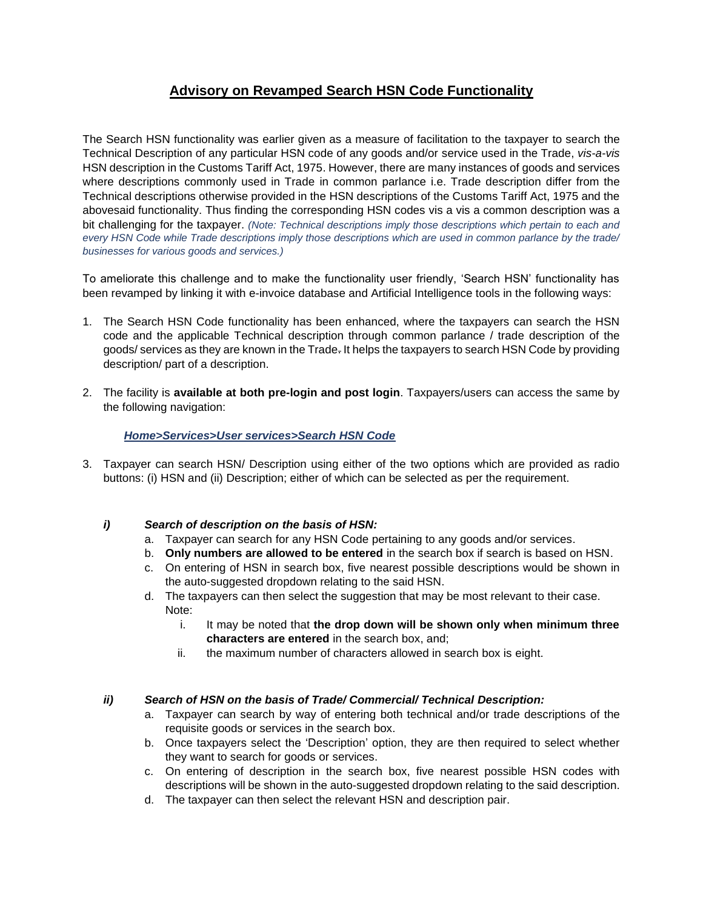# Advisory on Revamped Search HSN Code Functionality

The Search HSN functionality was earlier given as a measure of facilitation to the taxpayer to search the Technical Description of any particular HSN code of any goods and/or service used in the Trade, *vis-a-vis* HSN description in the Customs Tariff Act, 1975. However, there are many instances of goods and services where descriptions commonly used in Trade in common parlance i.e. Trade description differ from the Technical descriptions otherwise provided in the HSN descriptions of the Customs Tariff Act, 1975 and the abovesaid functionality. Thus finding the corresponding HSN codes vis a vis a common description was a bit challenging for the taxpayer. *(Note: Technical descriptions imply those descriptions which pertain to each and every HSN Code while Trade descriptions imply those descriptions which are used in common parlance by the trade/ businesses for various goods and services.)*

To ameliorate this challenge and to make the functionality user friendly, 'Search HSN' functionality has been revamped by linking it with e-invoice database and Artificial Intelligence tools in the following ways:

1. The Search HSN Code functionality has been enhanced, where the taxpayers can search the HSN code and the applicable Technical description through common parlance / trade description of the goods/ services as they are known in the Trade. It helps the taxpayers to search HSN Code by providing description/ part of a description.

2. The facility is **available at both pre-login and post login**. Taxpayers/users can access the same by the following navigation:

   ***Home>Services>User services>Search HSN Code***

3. Taxpayer can search HSN/ Description using either of the two options which are provided as radio buttons: (i) HSN and (ii) Description; either of which can be selected as per the requirement.

   ***i) Search of description on the basis of HSN:***

   a. Taxpayer can search for any HSN Code pertaining to any goods and/or services.
   b. **Only numbers are allowed to be entered** in the search box if search is based on HSN.
   c. On entering of HSN in search box, five nearest possible descriptions would be shown in the auto-suggested dropdown relating to the said HSN.
   d. The taxpayers can then select the suggestion that may be most relevant to their case.
      Note:
      i. It may be noted that **the drop down will be shown only when minimum three characters are entered** in the search box, and;
      ii. the maximum number of characters allowed in search box is eight.

   ***ii) Search of HSN on the basis of Trade/ Commercial/ Technical Description:***

   a. Taxpayer can search by way of entering both technical and/or trade descriptions of the requisite goods or services in the search box.
   b. Once taxpayers select the 'Description' option, they are then required to select whether they want to search for goods or services.
   c. On entering of description in the search box, five nearest possible HSN codes with descriptions will be shown in the auto-suggested dropdown relating to the said description.
   d. The taxpayer can then select the relevant HSN and description pair.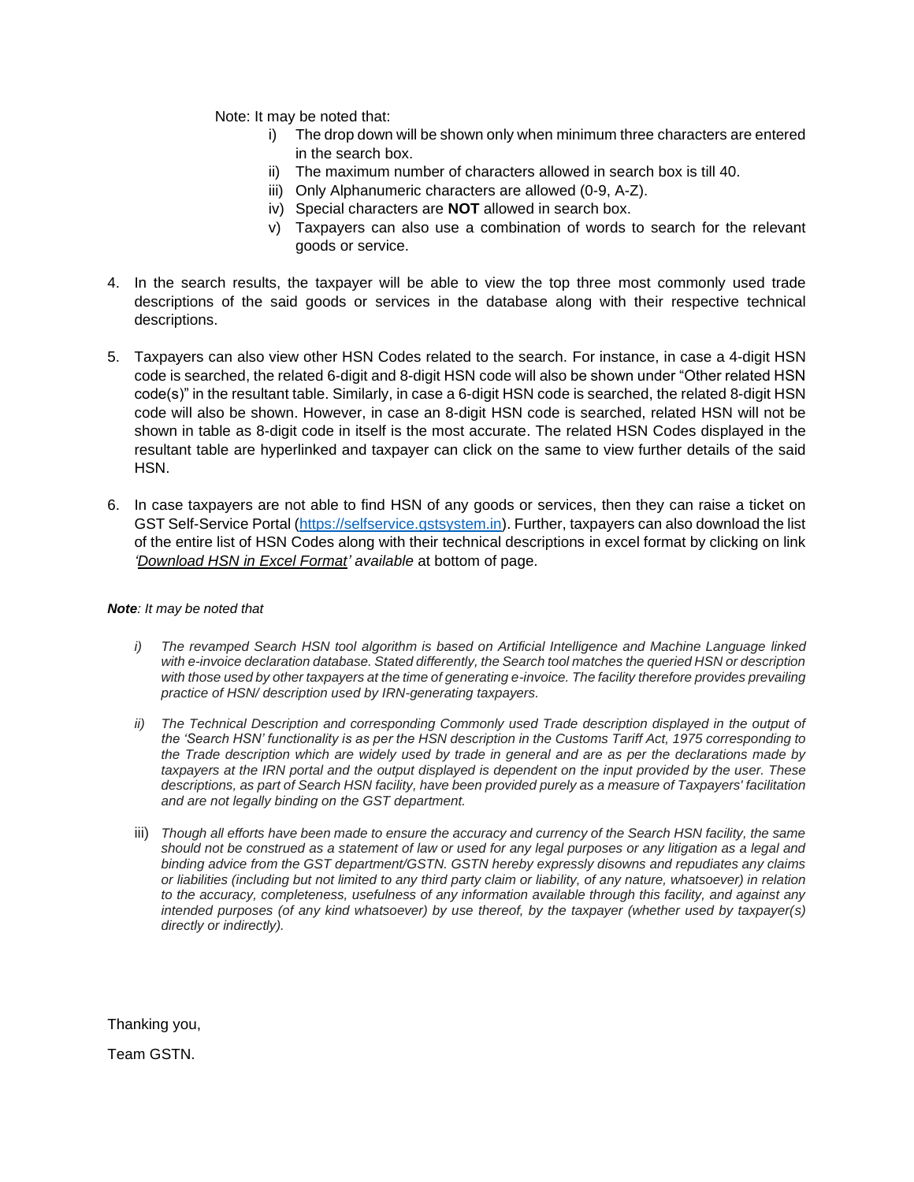Note: It may be noted that:

i) The drop down will be shown only when minimum three characters are entered in the search box.
ii) The maximum number of characters allowed in search box is till 40.
iii) Only Alphanumeric characters are allowed (0-9, A-Z).
iv) Special characters are **NOT** allowed in search box.
v) Taxpayers can also use a combination of words to search for the relevant goods or service.

4. In the search results, the taxpayer will be able to view the top three most commonly used trade descriptions of the said goods or services in the database along with their respective technical descriptions.

5. Taxpayers can also view other HSN Codes related to the search. For instance, in case a 4-digit HSN code is searched, the related 6-digit and 8-digit HSN code will also be shown under "Other related HSN code(s)" in the resultant table. Similarly, in case a 6-digit HSN code is searched, the related 8-digit HSN code will also be shown. However, in case an 8-digit HSN code is searched, related HSN will not be shown in table as 8-digit code in itself is the most accurate. The related HSN Codes displayed in the resultant table are hyperlinked and taxpayer can click on the same to view further details of the said HSN.

6. In case taxpayers are not able to find HSN of any goods or services, then they can raise a ticket on GST Self-Service Portal (https://selfservice.gstsystem.in). Further, taxpayers can also download the list of the entire list of HSN Codes along with their technical descriptions in excel format by clicking on link *'Download HSN in Excel Format' available* at bottom of page.

***Note**: It may be noted that*

*i) The revamped Search HSN tool algorithm is based on Artificial Intelligence and Machine Language linked with e-invoice declaration database. Stated differently, the Search tool matches the queried HSN or description with those used by other taxpayers at the time of generating e-invoice. The facility therefore provides prevailing practice of HSN/ description used by IRN-generating taxpayers.*

*ii) The Technical Description and corresponding Commonly used Trade description displayed in the output of the 'Search HSN' functionality is as per the HSN description in the Customs Tariff Act, 1975 corresponding to the Trade description which are widely used by trade in general and are as per the declarations made by taxpayers at the IRN portal and the output displayed is dependent on the input provided by the user. These descriptions, as part of Search HSN facility, have been provided purely as a measure of Taxpayers' facilitation and are not legally binding on the GST department.*

iii) *Though all efforts have been made to ensure the accuracy and currency of the Search HSN facility, the same should not be construed as a statement of law or used for any legal purposes or any litigation as a legal and binding advice from the GST department/GSTN. GSTN hereby expressly disowns and repudiates any claims or liabilities (including but not limited to any third party claim or liability, of any nature, whatsoever) in relation to the accuracy, completeness, usefulness of any information available through this facility, and against any intended purposes (of any kind whatsoever) by use thereof, by the taxpayer (whether used by taxpayer(s) directly or indirectly).*

Thanking you,

Team GSTN.